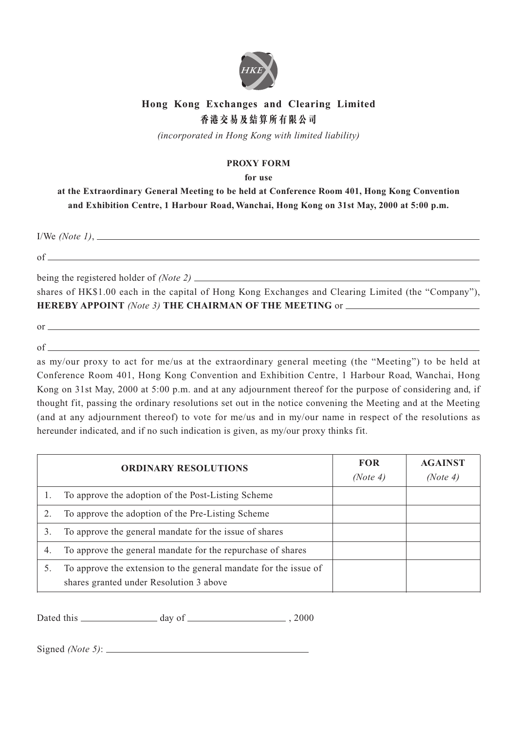# Hong Kong Exchanges and Clearing Limited

# 香港交易及結算所有限公司

*(incorporated in Hong Kong with limited liability)*

**PROXY FORM**

**for use**

**at the Extraordinary General Meeting to be held at Conference Room 401, Hong Kong Convention and Exhibition Centre, 1 Harbour Road, Wanchai, Hong Kong on 31st May, 2000 at 5:00 p.m.**

I/We *(Note 1)*, \_\_\_\_\_\_\_\_\_\_\_\_\_\_\_\_\_\_\_\_\_\_\_\_\_\_\_\_\_\_\_\_\_\_\_\_\_\_\_\_

of \_\_\_\_\_\_\_\_\_\_\_\_\_\_\_\_\_\_\_\_\_\_\_\_\_\_\_\_\_\_\_\_\_\_\_\_\_\_\_\_

being the registered holder of *(Note 2)* \_\_\_\_\_\_\_\_\_\_\_\_\_\_\_\_\_\_\_\_\_\_\_\_\_\_\_\_\_\_\_\_\_\_\_\_\_\_\_\_

shares of HK$1.00 each in the capital of Hong Kong Exchanges and Clearing Limited (the "Company"), **HEREBY APPOINT** *(Note 3)* **THE CHAIRMAN OF THE MEETING** or \_\_\_\_\_\_\_\_\_\_\_\_\_\_\_\_\_\_\_\_

or \_\_\_\_\_\_\_\_\_\_\_\_\_\_\_\_\_\_\_\_\_\_\_\_\_\_\_\_\_\_\_\_\_\_\_\_\_\_\_\_

of \_\_\_\_\_\_\_\_\_\_\_\_\_\_\_\_\_\_\_\_\_\_\_\_\_\_\_\_\_\_\_\_\_\_\_\_\_\_\_\_

as my/our proxy to act for me/us at the extraordinary general meeting (the "Meeting") to be held at Conference Room 401, Hong Kong Convention and Exhibition Centre, 1 Harbour Road, Wanchai, Hong Kong on 31st May, 2000 at 5:00 p.m. and at any adjournment thereof for the purpose of considering and, if thought fit, passing the ordinary resolutions set out in the notice convening the Meeting and at the Meeting (and at any adjournment thereof) to vote for me/us and in my/our name in respect of the resolutions as hereunder indicated, and if no such indication is given, as my/our proxy thinks fit.

| ORDINARY RESOLUTIONS | FOR *(Note 4)* | AGAINST *(Note 4)* |
|---|---|---|
| 1. To approve the adoption of the Post-Listing Scheme | | |
| 2. To approve the adoption of the Pre-Listing Scheme | | |
| 3. To approve the general mandate for the issue of shares | | |
| 4. To approve the general mandate for the repurchase of shares | | |
| 5. To approve the extension to the general mandate for the issue of shares granted under Resolution 3 above | | |

Dated this \_\_\_\_\_\_\_\_\_\_\_\_ day of \_\_\_\_\_\_\_\_\_\_\_\_\_\_\_\_ , 2000

Signed *(Note 5)*: \_\_\_\_\_\_\_\_\_\_\_\_\_\_\_\_\_\_\_\_\_\_\_\_\_\_\_\_\_\_\_\_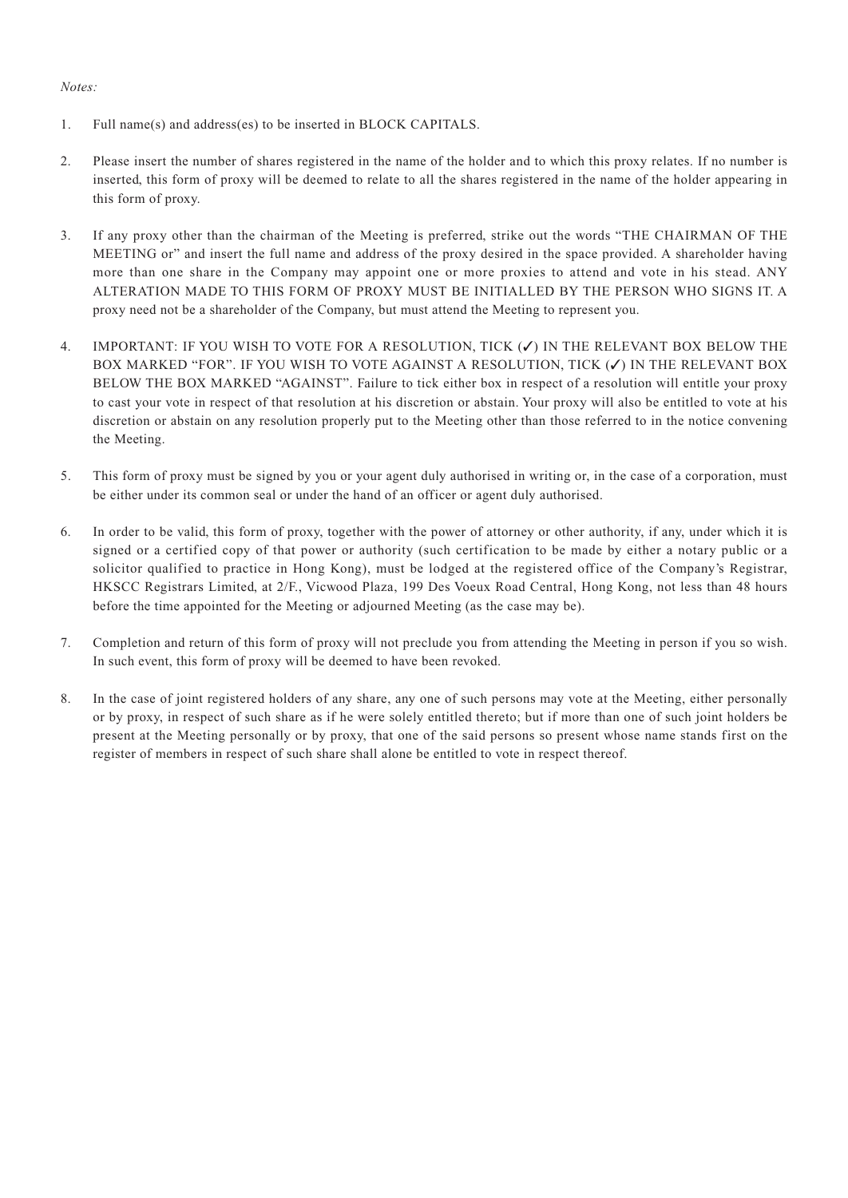*Notes:*

1. Full name(s) and address(es) to be inserted in BLOCK CAPITALS.

2. Please insert the number of shares registered in the name of the holder and to which this proxy relates. If no number is inserted, this form of proxy will be deemed to relate to all the shares registered in the name of the holder appearing in this form of proxy.

3. If any proxy other than the chairman of the Meeting is preferred, strike out the words "THE CHAIRMAN OF THE MEETING or" and insert the full name and address of the proxy desired in the space provided. A shareholder having more than one share in the Company may appoint one or more proxies to attend and vote in his stead. ANY ALTERATION MADE TO THIS FORM OF PROXY MUST BE INITIALLED BY THE PERSON WHO SIGNS IT. A proxy need not be a shareholder of the Company, but must attend the Meeting to represent you.

4. IMPORTANT: IF YOU WISH TO VOTE FOR A RESOLUTION, TICK (✓) IN THE RELEVANT BOX BELOW THE BOX MARKED "FOR". IF YOU WISH TO VOTE AGAINST A RESOLUTION, TICK (✓) IN THE RELEVANT BOX BELOW THE BOX MARKED "AGAINST". Failure to tick either box in respect of a resolution will entitle your proxy to cast your vote in respect of that resolution at his discretion or abstain. Your proxy will also be entitled to vote at his discretion or abstain on any resolution properly put to the Meeting other than those referred to in the notice convening the Meeting.

5. This form of proxy must be signed by you or your agent duly authorised in writing or, in the case of a corporation, must be either under its common seal or under the hand of an officer or agent duly authorised.

6. In order to be valid, this form of proxy, together with the power of attorney or other authority, if any, under which it is signed or a certified copy of that power or authority (such certification to be made by either a notary public or a solicitor qualified to practice in Hong Kong), must be lodged at the registered office of the Company's Registrar, HKSCC Registrars Limited, at 2/F., Vicwood Plaza, 199 Des Voeux Road Central, Hong Kong, not less than 48 hours before the time appointed for the Meeting or adjourned Meeting (as the case may be).

7. Completion and return of this form of proxy will not preclude you from attending the Meeting in person if you so wish. In such event, this form of proxy will be deemed to have been revoked.

8. In the case of joint registered holders of any share, any one of such persons may vote at the Meeting, either personally or by proxy, in respect of such share as if he were solely entitled thereto; but if more than one of such joint holders be present at the Meeting personally or by proxy, that one of the said persons so present whose name stands first on the register of members in respect of such share shall alone be entitled to vote in respect thereof.